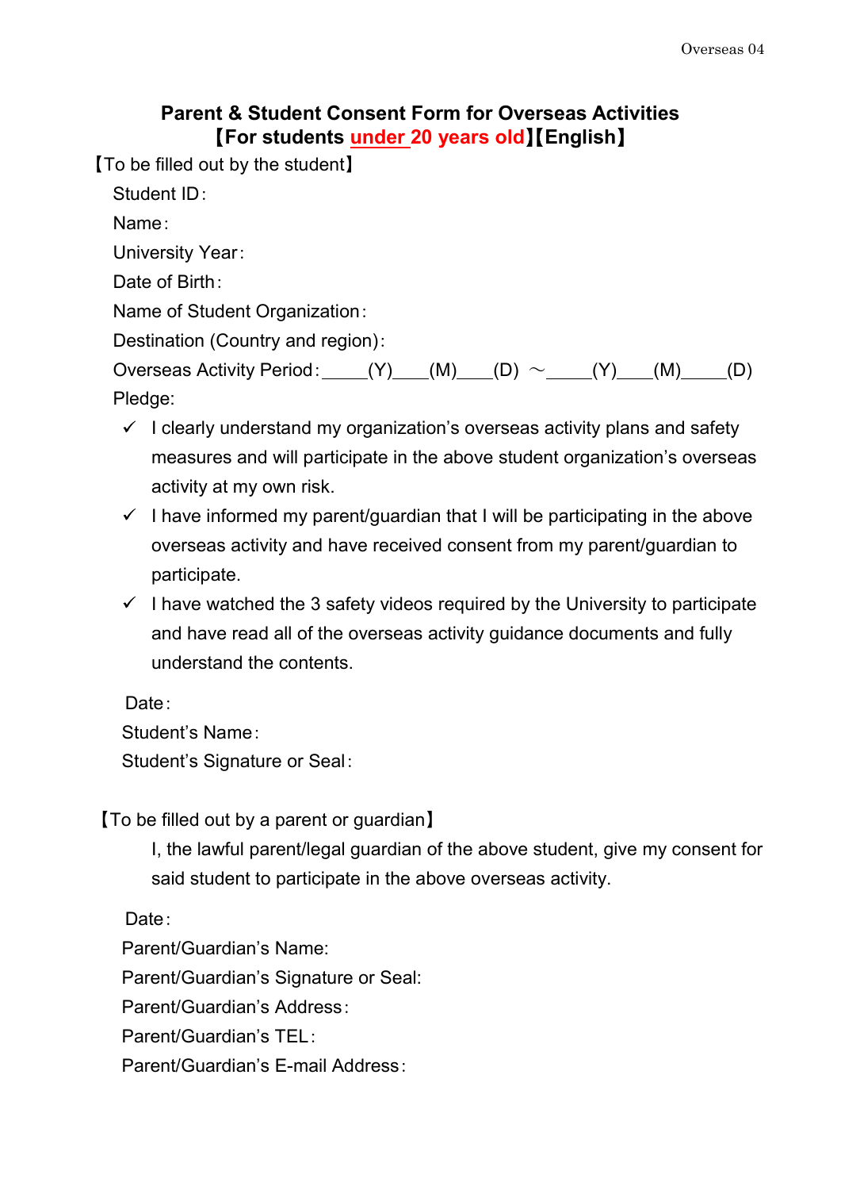Overseas 04

# Parent & Student Consent Form for Overseas Activities
## 【For students under 20 years old】【English】

【To be filled out by the student】

Student ID：

Name：

University Year：

Date of Birth：

Name of Student Organization：

Destination (Country and region)：

Overseas Activity Period：\_\_\_\_\_(Y)\_\_\_\_(M)\_\_\_\_(D) ～\_\_\_\_\_(Y)\_\_\_\_(M)\_\_\_\_\_(D)

Pledge:

- ✓ I clearly understand my organization's overseas activity plans and safety measures and will participate in the above student organization's overseas activity at my own risk.
- ✓ I have informed my parent/guardian that I will be participating in the above overseas activity and have received consent from my parent/guardian to participate.
- ✓ I have watched the 3 safety videos required by the University to participate and have read all of the overseas activity guidance documents and fully understand the contents.

Date：

Student's Name：

Student's Signature or Seal：

【To be filled out by a parent or guardian】

I, the lawful parent/legal guardian of the above student, give my consent for said student to participate in the above overseas activity.

Date：

Parent/Guardian's Name:

Parent/Guardian's Signature or Seal:

Parent/Guardian's Address：

Parent/Guardian's TEL：

Parent/Guardian's E-mail Address：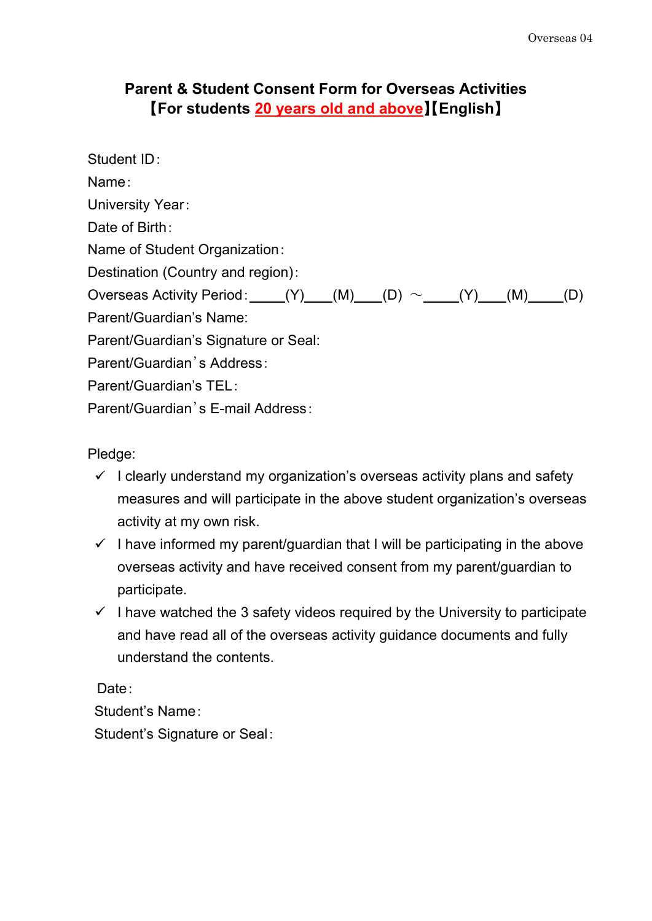# Parent & Student Consent Form for Overseas Activities
## 【For students 20 years old and above】【English】

Student ID：

Name：

University Year：

Date of Birth：

Name of Student Organization：

Destination (Country and region)：

Overseas Activity Period：_____(Y)____(M)____(D) ～_____(Y)____(M)_____(D)

Parent/Guardian's Name:

Parent/Guardian's Signature or Seal:

Parent/Guardian's Address：

Parent/Guardian's TEL：

Parent/Guardian's E-mail Address：

Pledge:

- ✓ I clearly understand my organization's overseas activity plans and safety measures and will participate in the above student organization's overseas activity at my own risk.
- ✓ I have informed my parent/guardian that I will be participating in the above overseas activity and have received consent from my parent/guardian to participate.
- ✓ I have watched the 3 safety videos required by the University to participate and have read all of the overseas activity guidance documents and fully understand the contents.

Date：

Student's Name：

Student's Signature or Seal：